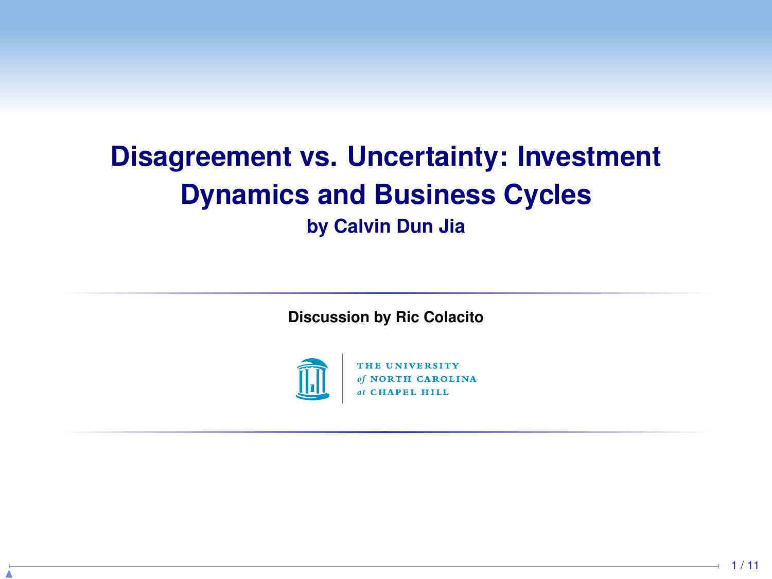# Disagreement vs. Uncertainty: Investment Dynamics and Business Cycles

**by Calvin Dun Jia**

**Discussion by Ric Colacito**

THE UNIVERSITY *of* NORTH CAROLINA *at* CHAPEL HILL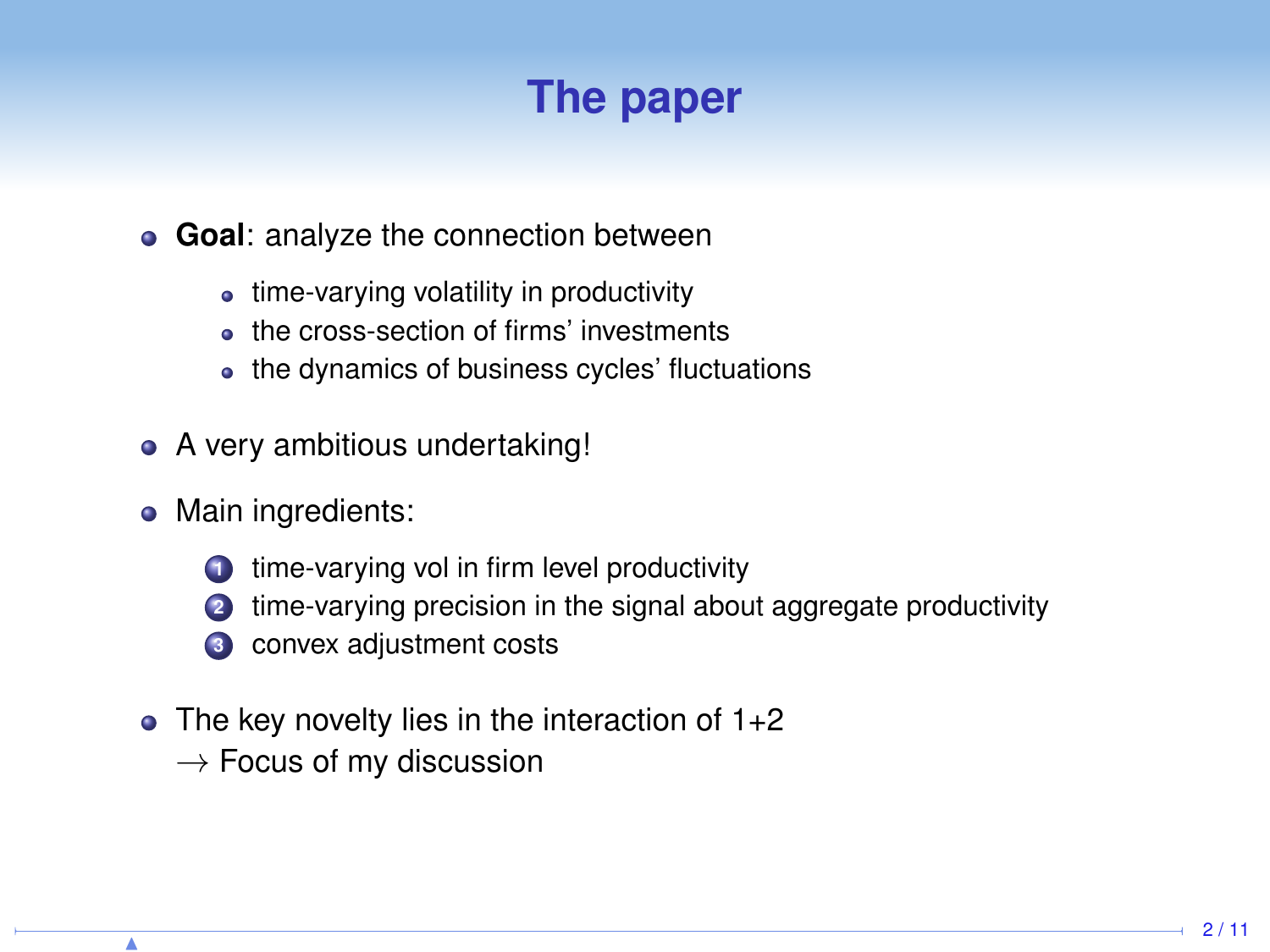# The paper

- **Goal**: analyze the connection between
  - time-varying volatility in productivity
  - the cross-section of firms' investments
  - the dynamics of business cycles' fluctuations
- A very ambitious undertaking!
- Main ingredients:
  1. time-varying vol in firm level productivity
  2. time-varying precision in the signal about aggregate productivity
  3. convex adjustment costs
- The key novelty lies in the interaction of 1+2
  $\rightarrow$ Focus of my discussion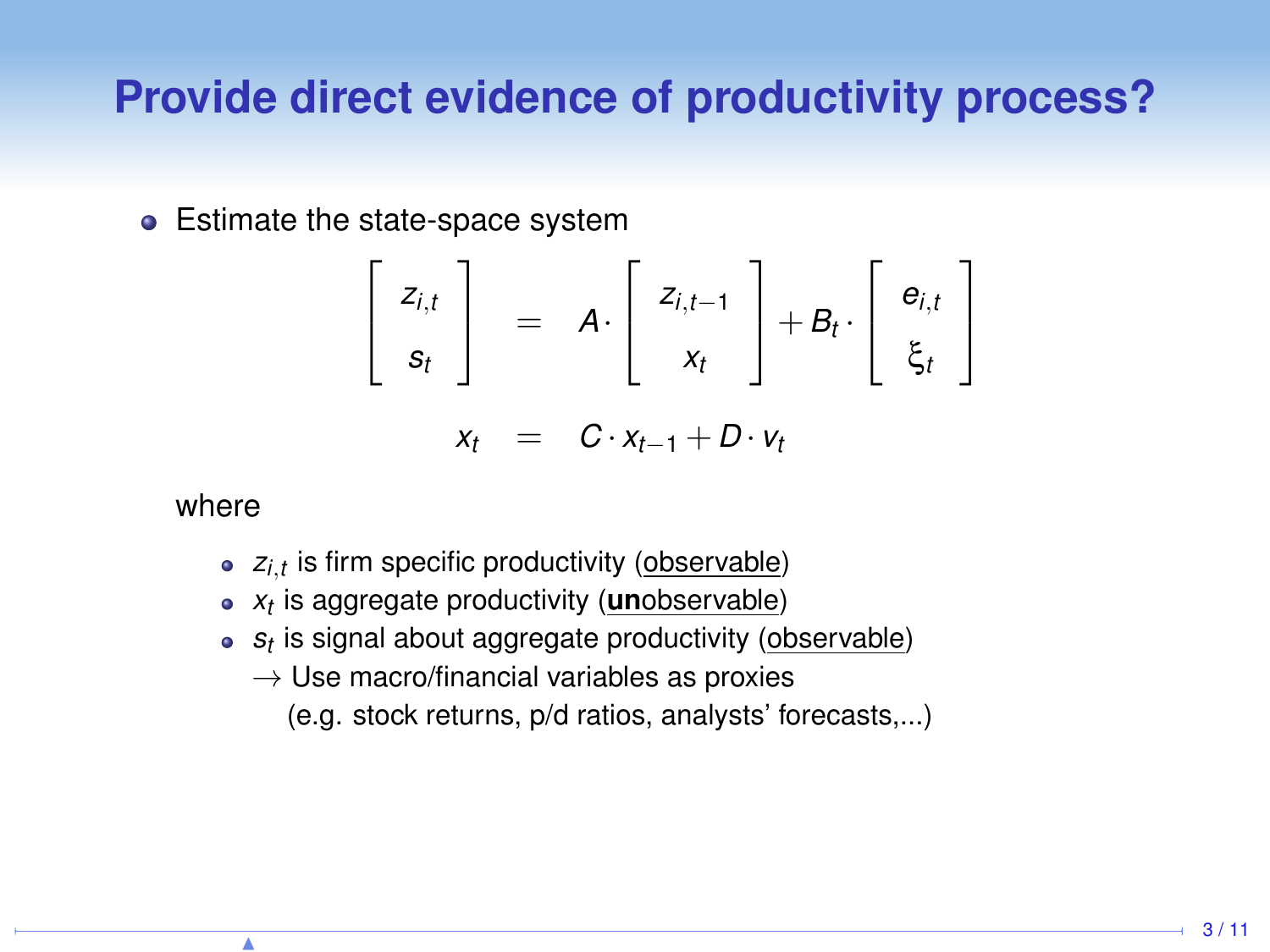# Provide direct evidence of productivity process?

- Estimate the state-space system

$$
\begin{bmatrix} z_{i,t} \\ s_t \end{bmatrix} = A \cdot \begin{bmatrix} z_{i,t-1} \\ x_t \end{bmatrix} + B_t \cdot \begin{bmatrix} e_{i,t} \\ \xi_t \end{bmatrix}
$$

$$
x_t = C \cdot x_{t-1} + D \cdot v_t
$$

where

- $z_{i,t}$ is firm specific productivity (observable)
- $x_t$ is aggregate productivity (**un**observable)
- $s_t$ is signal about aggregate productivity (observable)
  - $\rightarrow$ Use macro/financial variables as proxies (e.g. stock returns, p/d ratios, analysts' forecasts,...)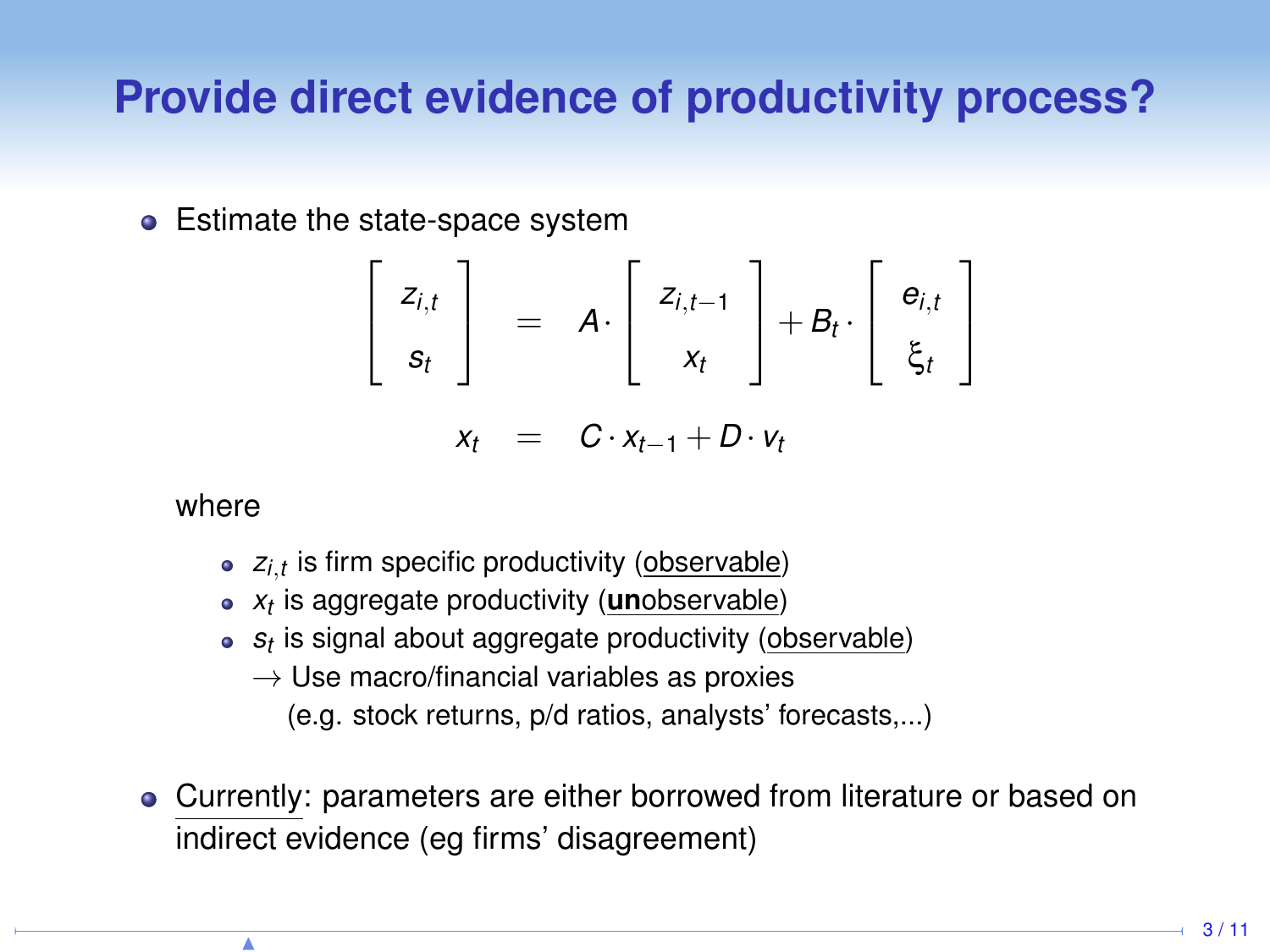# Provide direct evidence of productivity process?

- Estimate the state-space system

$$
\begin{bmatrix} z_{i,t} \\ s_t \end{bmatrix} = A \cdot \begin{bmatrix} z_{i,t-1} \\ x_t \end{bmatrix} + B_t \cdot \begin{bmatrix} e_{i,t} \\ \xi_t \end{bmatrix}
$$

$$
x_t = C \cdot x_{t-1} + D \cdot v_t
$$

  where

  - $z_{i,t}$ is firm specific productivity (observable)
  - $x_t$ is aggregate productivity (**un**observable)
  - $s_t$ is signal about aggregate productivity (observable)
    $\rightarrow$ Use macro/financial variables as proxies
    (e.g. stock returns, p/d ratios, analysts' forecasts,...)

- Currently: parameters are either borrowed from literature or based on indirect evidence (eg firms' disagreement)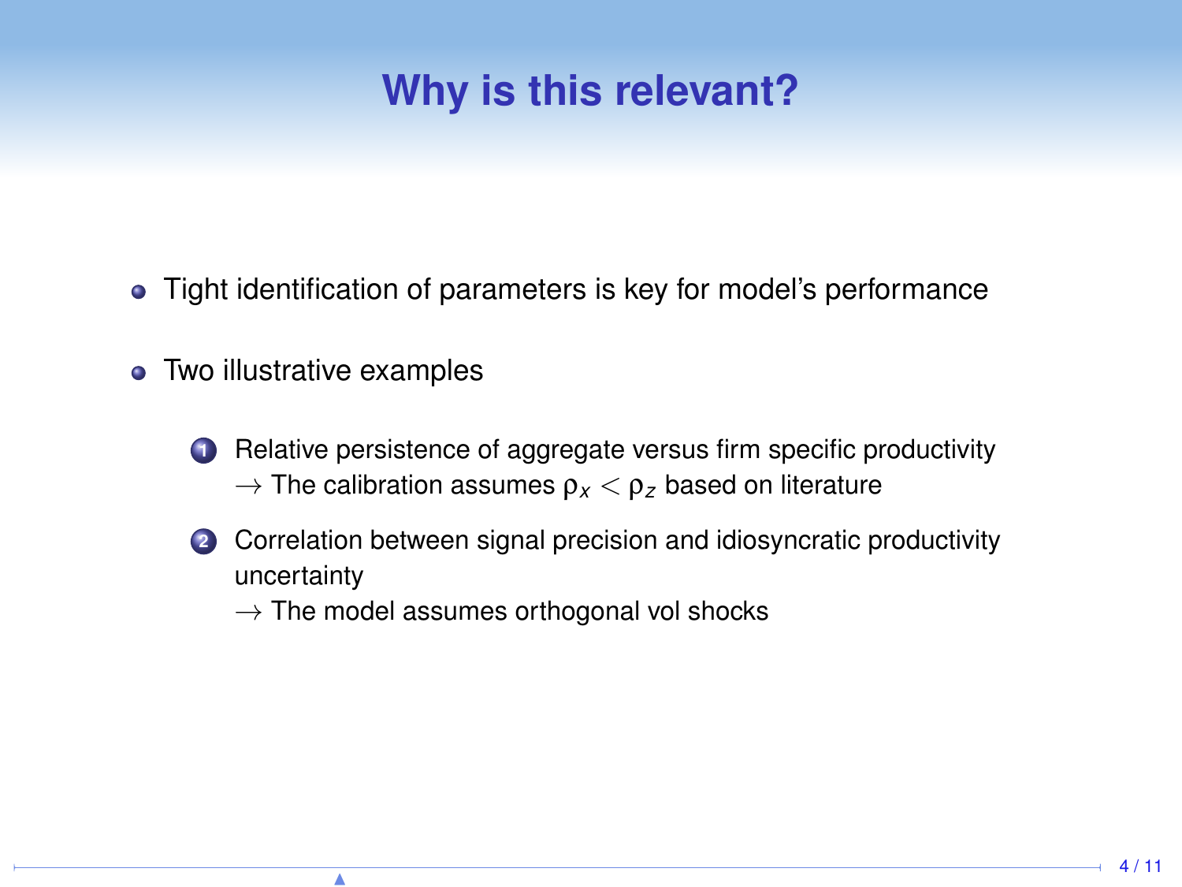# Why is this relevant?

- Tight identification of parameters is key for model's performance
- Two illustrative examples
  1. Relative persistence of aggregate versus firm specific productivity
     $\rightarrow$ The calibration assumes $\rho_x < \rho_z$ based on literature
  2. Correlation between signal precision and idiosyncratic productivity uncertainty
     $\rightarrow$ The model assumes orthogonal vol shocks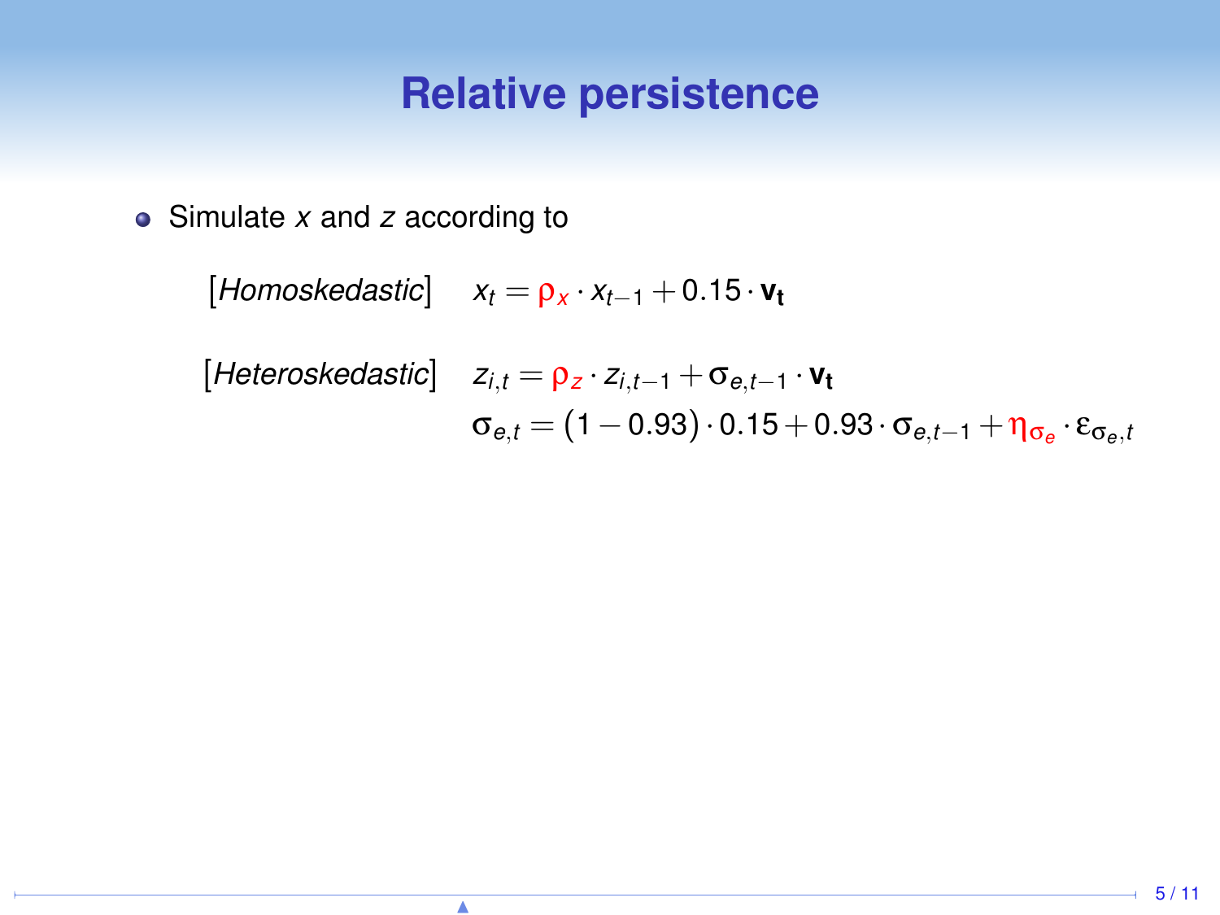# Relative persistence

- Simulate $x$ and $z$ according to

$$[\textit{Homoskedastic}] \quad x_t = \rho_x \cdot x_{t-1} + 0.15 \cdot \mathbf{v_t}$$

$$[\textit{Heteroskedastic}] \quad z_{i,t} = \rho_z \cdot z_{i,t-1} + \sigma_{e,t-1} \cdot \mathbf{v_t}$$

$$\sigma_{e,t} = (1 - 0.93) \cdot 0.15 + 0.93 \cdot \sigma_{e,t-1} + \eta_{\sigma_e} \cdot \varepsilon_{\sigma_e,t}$$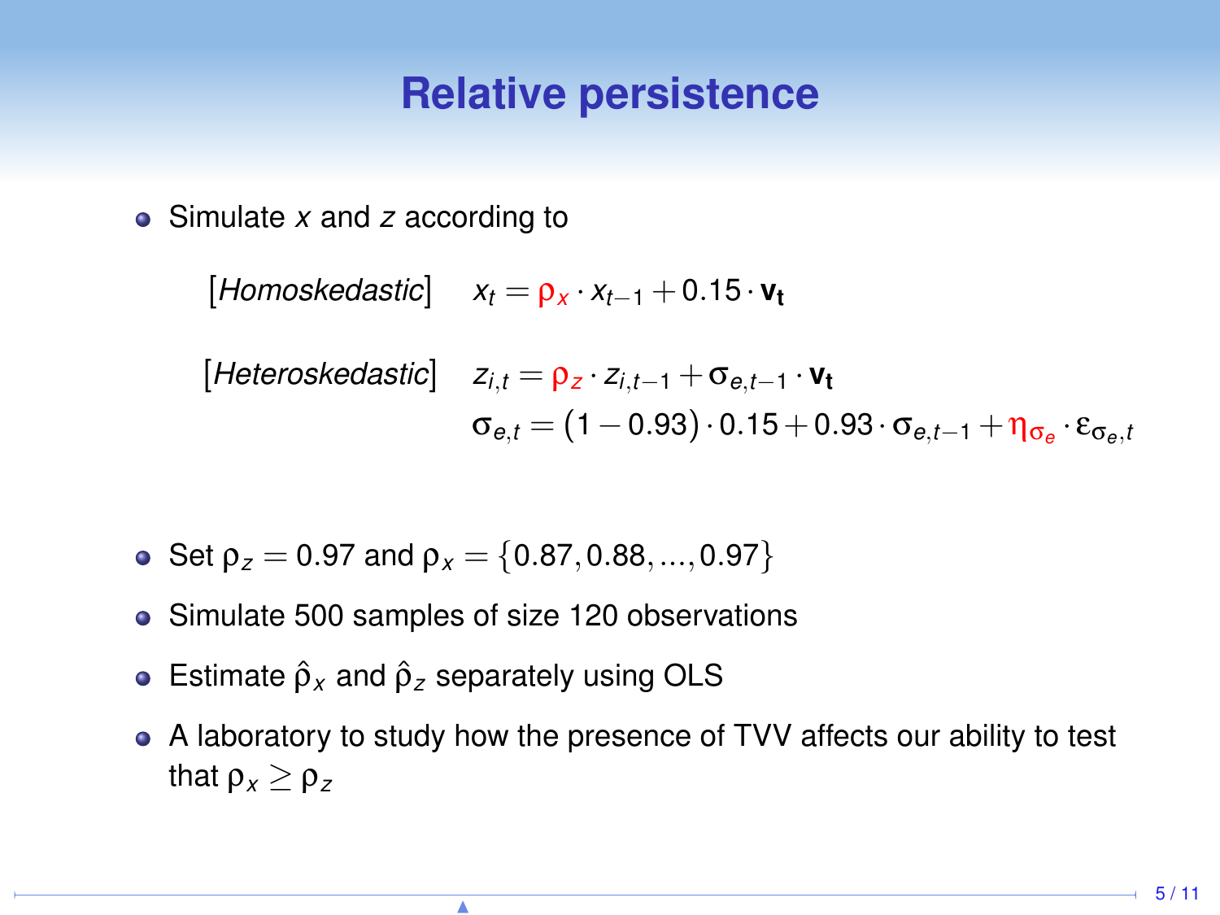# Relative persistence

- Simulate $x$ and $z$ according to

$$[\textit{Homoskedastic}] \quad x_t = \rho_x \cdot x_{t-1} + 0.15 \cdot \mathbf{v_t}$$

$$[\textit{Heteroskedastic}] \quad z_{i,t} = \rho_z \cdot z_{i,t-1} + \sigma_{e,t-1} \cdot \mathbf{v_t}$$

$$\sigma_{e,t} = (1 - 0.93) \cdot 0.15 + 0.93 \cdot \sigma_{e,t-1} + \eta_{\sigma_e} \cdot \varepsilon_{\sigma_e,t}$$

- Set $\rho_z = 0.97$ and $\rho_x = \{0.87, 0.88, ..., 0.97\}$
- Simulate 500 samples of size 120 observations
- Estimate $\hat{\rho}_x$ and $\hat{\rho}_z$ separately using OLS
- A laboratory to study how the presence of TVV affects our ability to test that $\rho_x \geq \rho_z$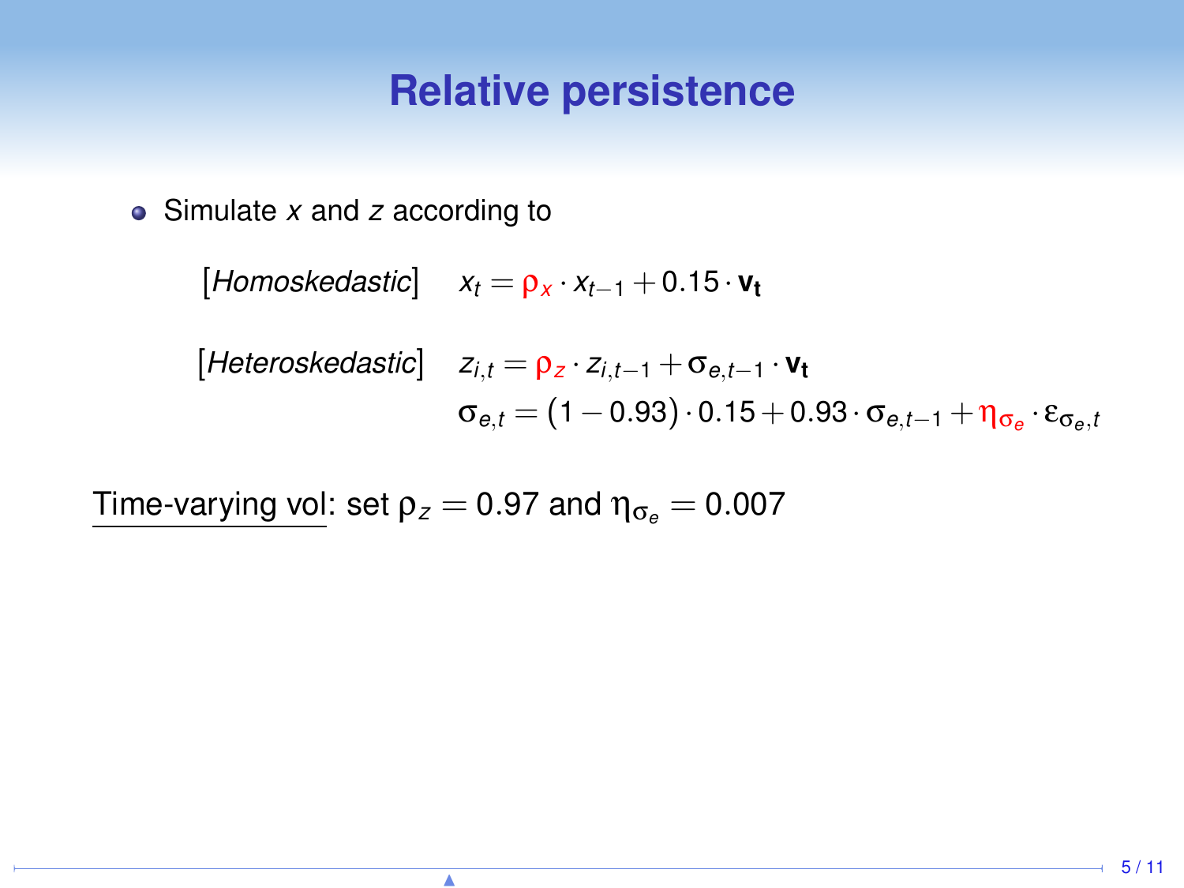# Relative persistence

- Simulate $x$ and $z$ according to

$$[Homoskedastic] \quad x_t = \rho_x \cdot x_{t-1} + 0.15 \cdot \mathbf{v_t}$$

$$[Heteroskedastic] \quad \begin{aligned} z_{i,t} &= \rho_z \cdot z_{i,t-1} + \sigma_{e,t-1} \cdot \mathbf{v_t} \\ \sigma_{e,t} &= (1 - 0.93) \cdot 0.15 + 0.93 \cdot \sigma_{e,t-1} + \eta_{\sigma_e} \cdot \varepsilon_{\sigma_e,t} \end{aligned}$$

Time-varying vol: set $\rho_z = 0.97$ and $\eta_{\sigma_e} = 0.007$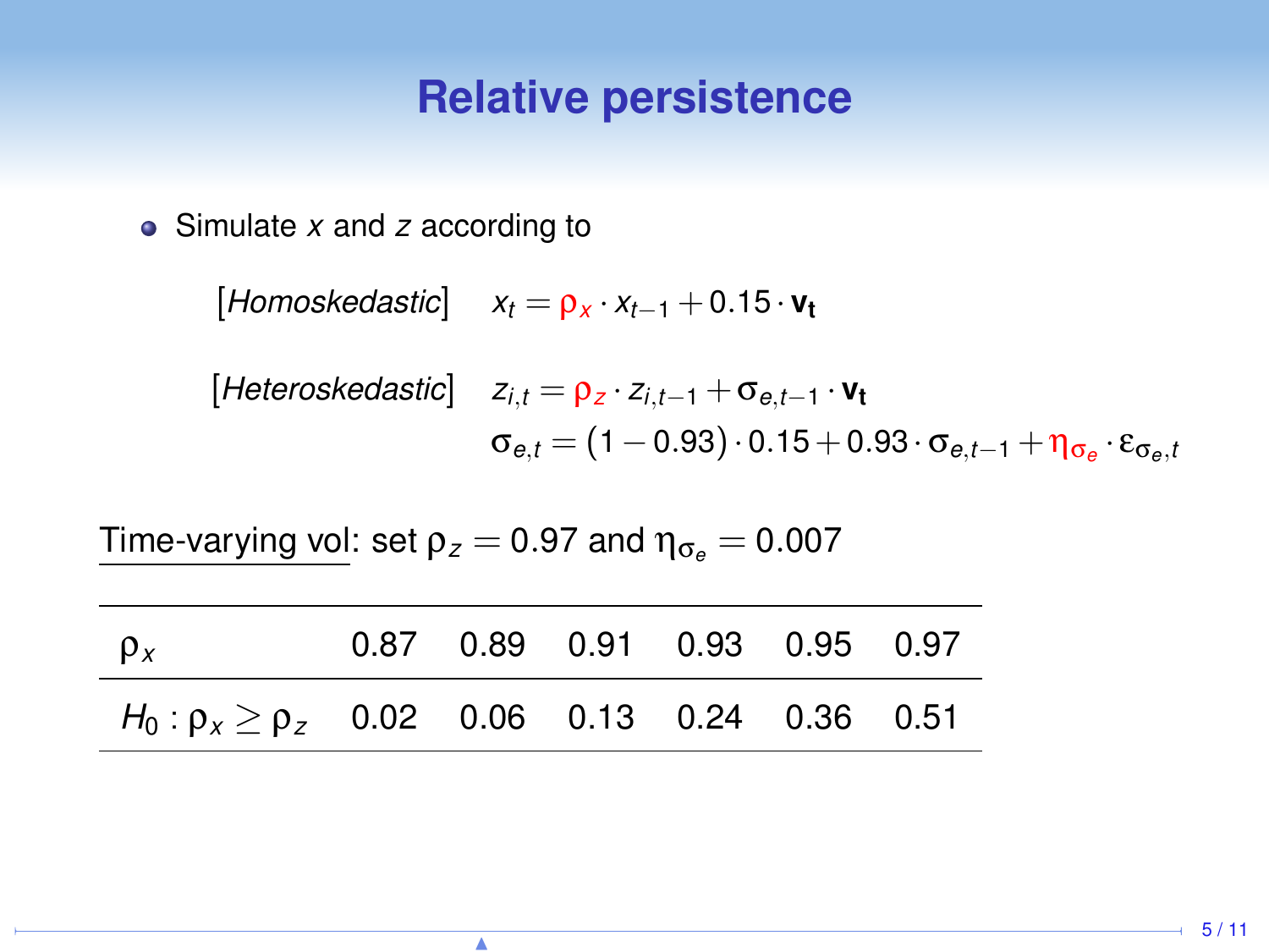# Relative persistence

- Simulate $x$ and $z$ according to

$$[\textit{Homoskedastic}] \quad x_t = \rho_x \cdot x_{t-1} + 0.15 \cdot \mathbf{v_t}$$

$$[\textit{Heteroskedastic}] \quad z_{i,t} = \rho_z \cdot z_{i,t-1} + \sigma_{e,t-1} \cdot \mathbf{v_t}$$

$$\sigma_{e,t} = (1 - 0.93) \cdot 0.15 + 0.93 \cdot \sigma_{e,t-1} + \eta_{\sigma_e} \cdot \varepsilon_{\sigma_e,t}$$

Time-varying vol: set $\rho_z = 0.97$ and $\eta_{\sigma_e} = 0.007$

| $\rho_x$ | 0.87 | 0.89 | 0.91 | 0.93 | 0.95 | 0.97 |
|---|---|---|---|---|---|---|
| $H_0 : \rho_x \geq \rho_z$ | 0.02 | 0.06 | 0.13 | 0.24 | 0.36 | 0.51 |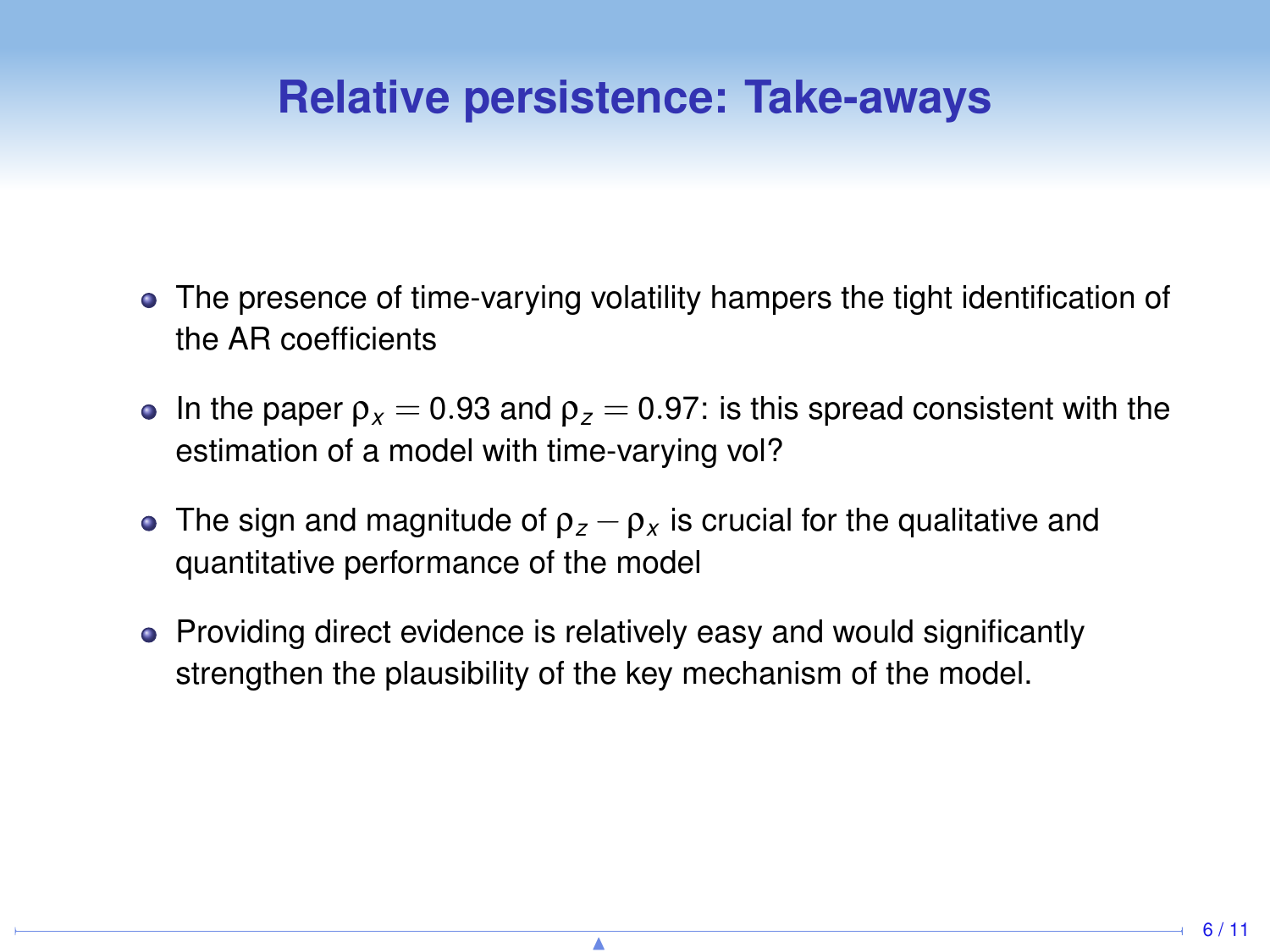# Relative persistence: Take-aways

- The presence of time-varying volatility hampers the tight identification of the AR coefficients
- In the paper $\rho_x = 0.93$ and $\rho_z = 0.97$: is this spread consistent with the estimation of a model with time-varying vol?
- The sign and magnitude of $\rho_z - \rho_x$ is crucial for the qualitative and quantitative performance of the model
- Providing direct evidence is relatively easy and would significantly strengthen the plausibility of the key mechanism of the model.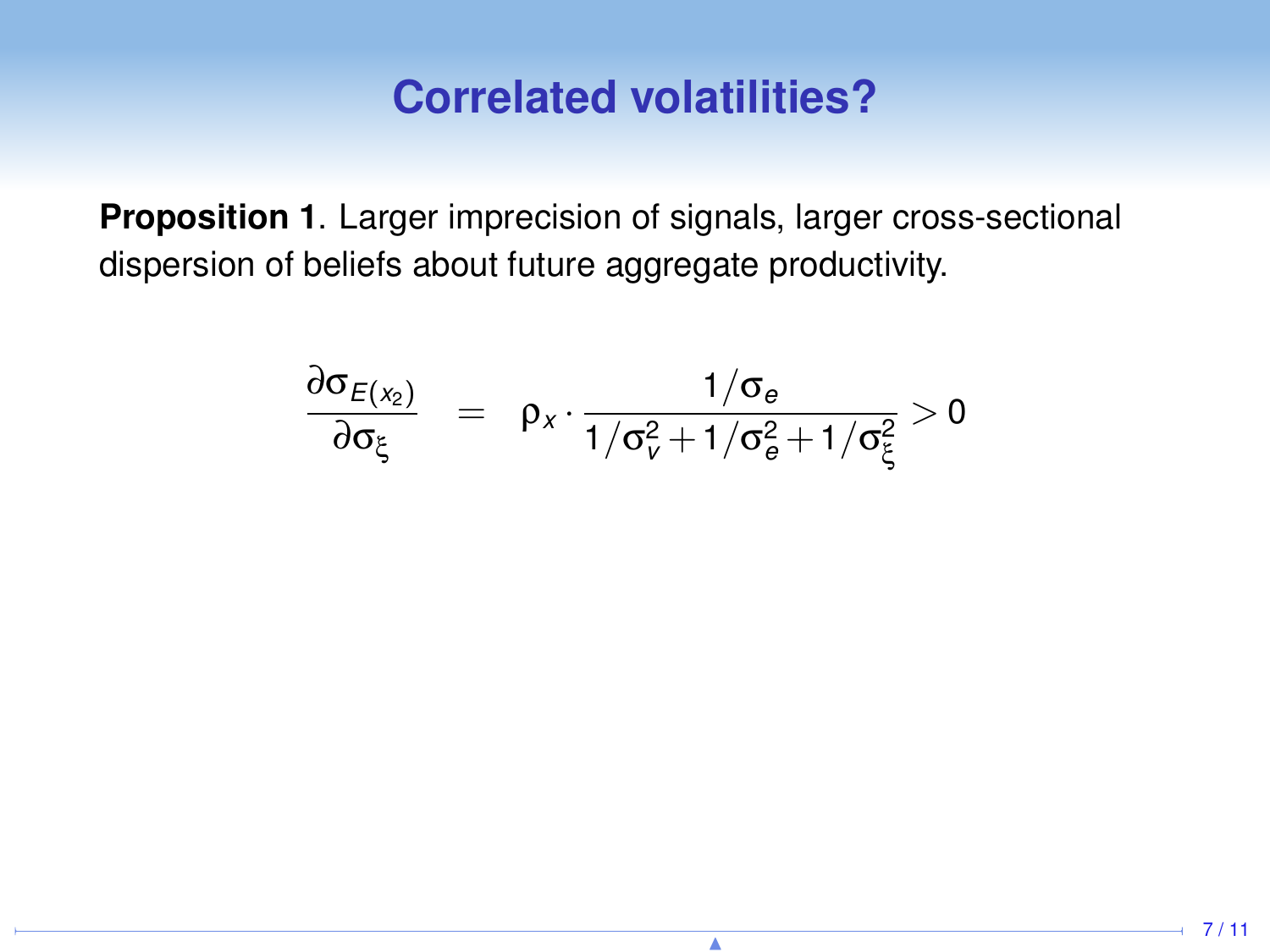# Correlated volatilities?

**Proposition 1**. Larger imprecision of signals, larger cross-sectional dispersion of beliefs about future aggregate productivity.

$$\frac{\partial \sigma_{E(x_2)}}{\partial \sigma_\xi} = \rho_x \cdot \frac{1/\sigma_e}{1/\sigma_v^2 + 1/\sigma_e^2 + 1/\sigma_\xi^2} > 0$$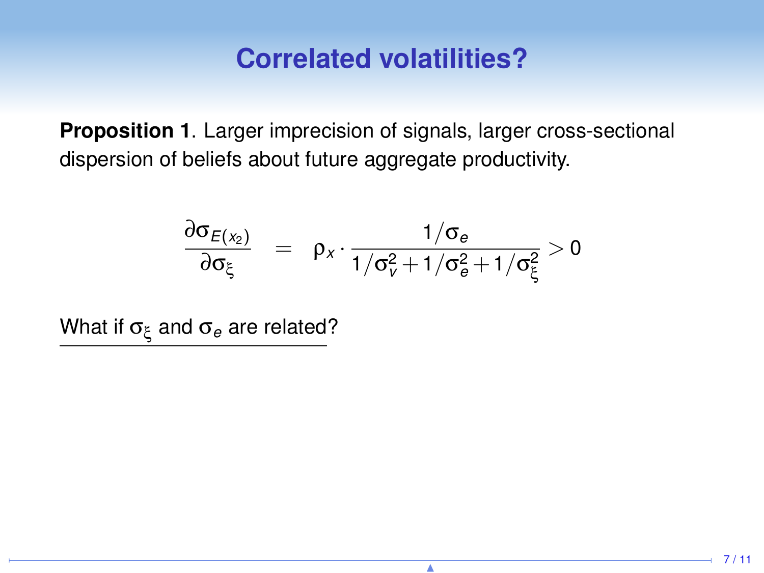# Correlated volatilities?

**Proposition 1**. Larger imprecision of signals, larger cross-sectional dispersion of beliefs about future aggregate productivity.

$$\frac{\partial \sigma_{E(x_2)}}{\partial \sigma_\xi} \quad = \quad \rho_x \cdot \frac{1/\sigma_e}{1/\sigma_v^2 + 1/\sigma_e^2 + 1/\sigma_\xi^2} > 0$$

What if $\sigma_\xi$ and $\sigma_e$ are related?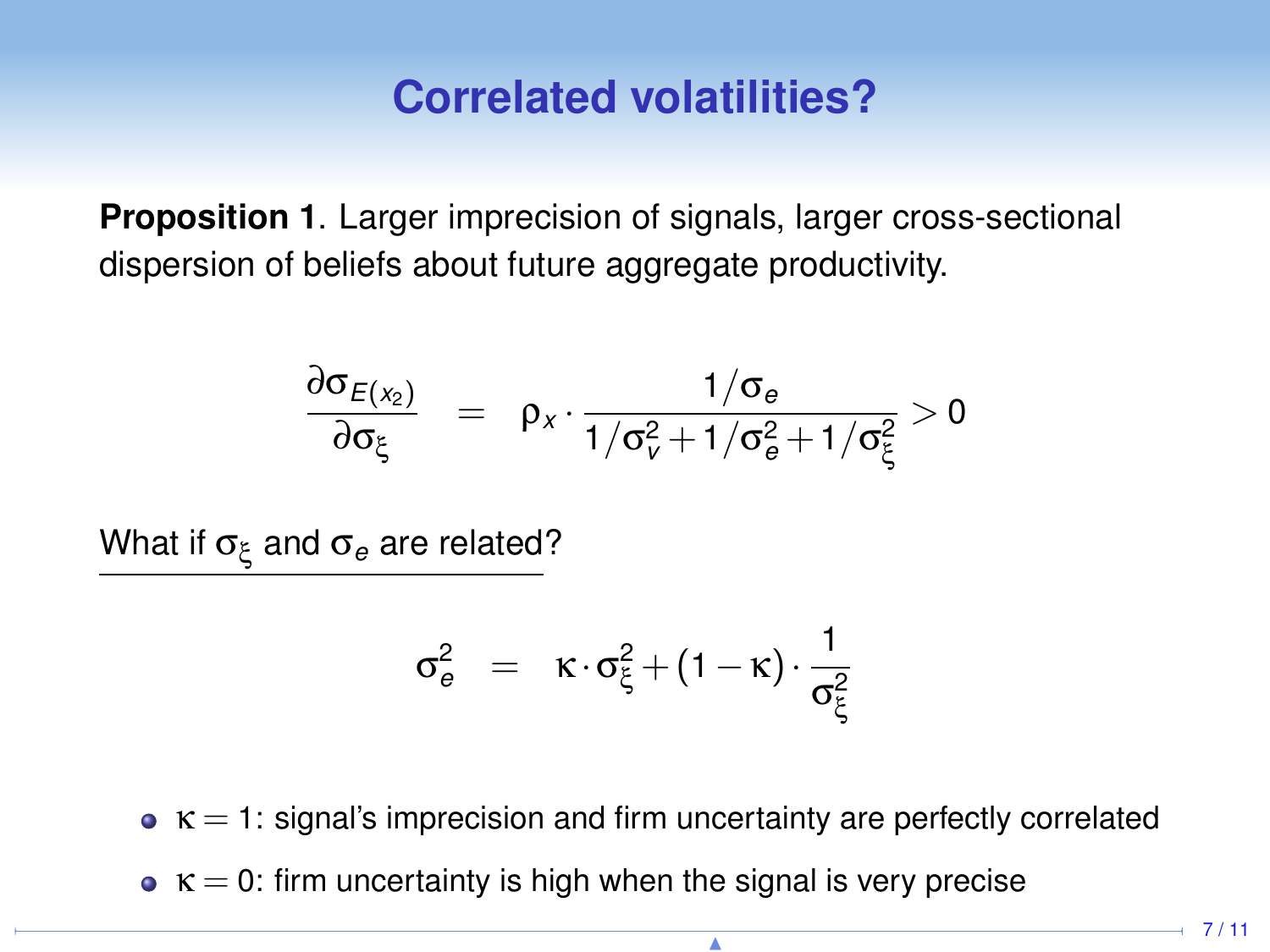# Correlated volatilities?

**Proposition 1**. Larger imprecision of signals, larger cross-sectional dispersion of beliefs about future aggregate productivity.

$$
\frac{\partial \sigma_{E(x_2)}}{\partial \sigma_\xi} = \rho_x \cdot \frac{1/\sigma_e}{1/\sigma_v^2 + 1/\sigma_e^2 + 1/\sigma_\xi^2} > 0
$$

What if $\sigma_\xi$ and $\sigma_e$ are related?

$$
\sigma_e^2 = \kappa \cdot \sigma_\xi^2 + (1 - \kappa) \cdot \frac{1}{\sigma_\xi^2}
$$

- $\kappa = 1$: signal's imprecision and firm uncertainty are perfectly correlated
- $\kappa = 0$: firm uncertainty is high when the signal is very precise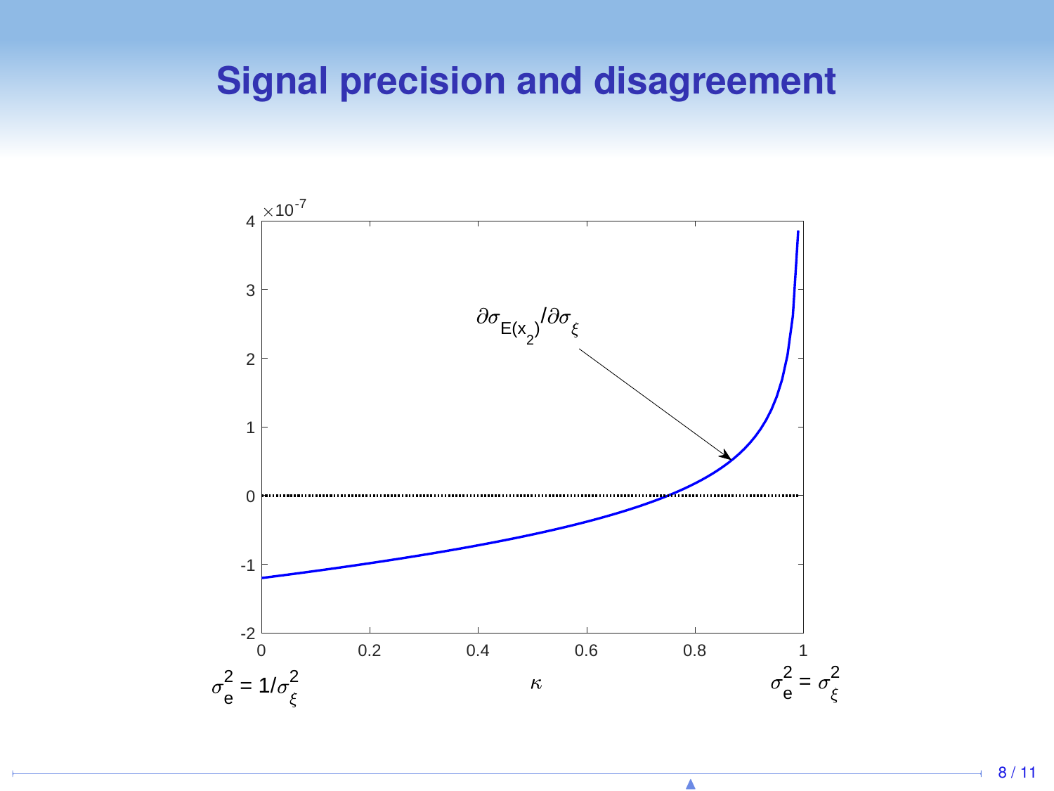# Signal precision and disagreement

$\partial\sigma_{E(x_2)}/\partial\sigma_\xi$

$\times 10^{-7}$

$\kappa$

$\sigma_e^2 = 1/\sigma_\xi^2$ $\sigma_e^2 = \sigma_\xi^2$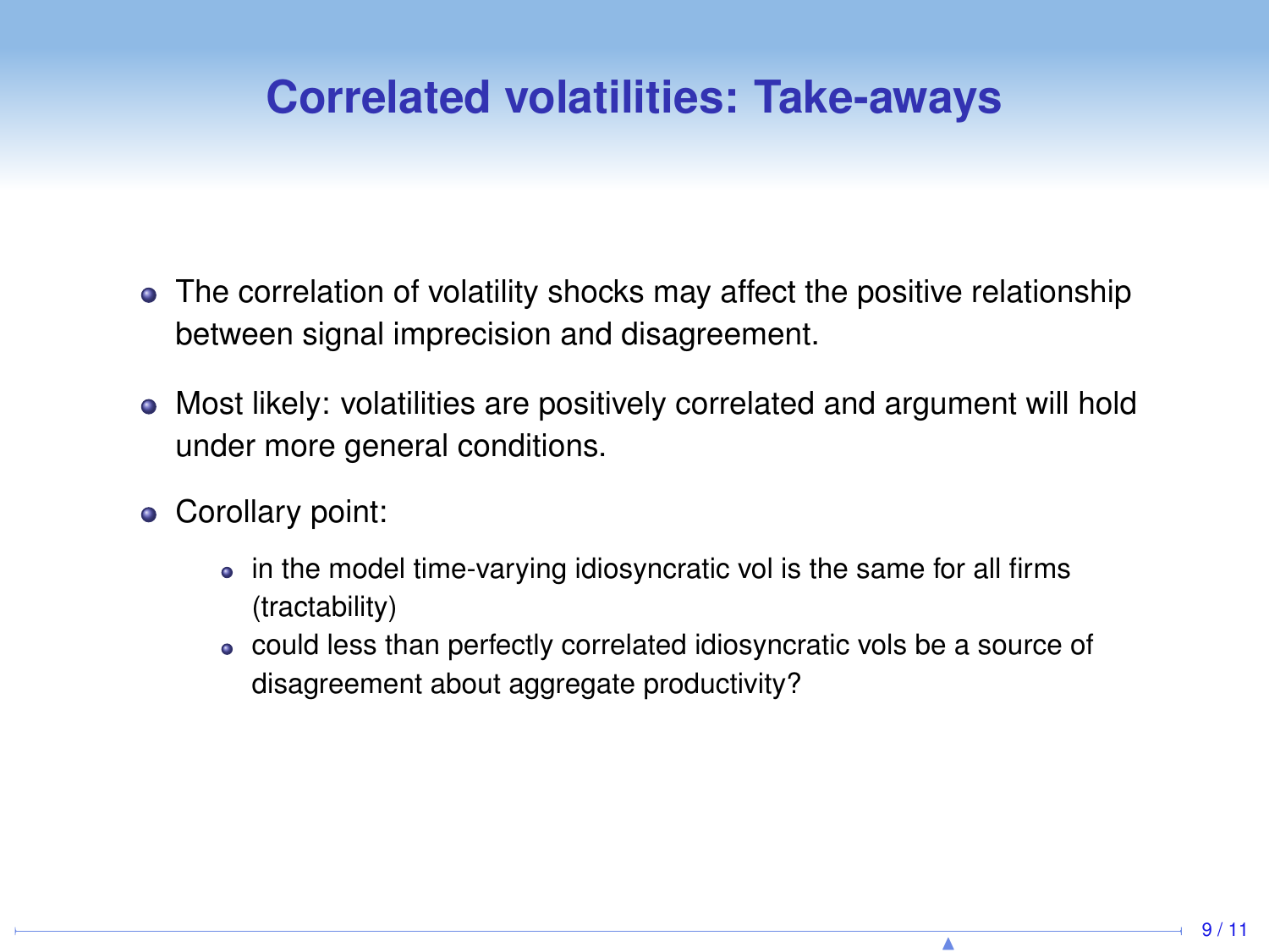# Correlated volatilities: Take-aways

- The correlation of volatility shocks may affect the positive relationship between signal imprecision and disagreement.
- Most likely: volatilities are positively correlated and argument will hold under more general conditions.
- Corollary point:
  - in the model time-varying idiosyncratic vol is the same for all firms (tractability)
  - could less than perfectly correlated idiosyncratic vols be a source of disagreement about aggregate productivity?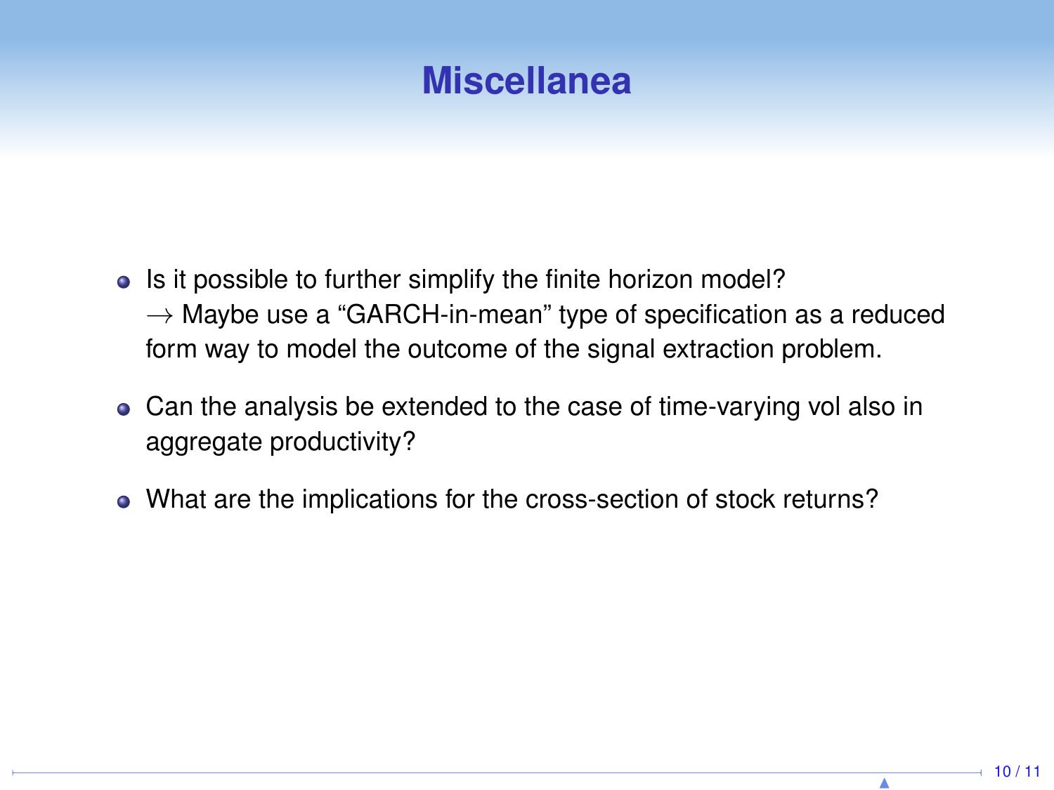# Miscellanea

- Is it possible to further simplify the finite horizon model?
  $\rightarrow$ Maybe use a "GARCH-in-mean" type of specification as a reduced form way to model the outcome of the signal extraction problem.
- Can the analysis be extended to the case of time-varying vol also in aggregate productivity?
- What are the implications for the cross-section of stock returns?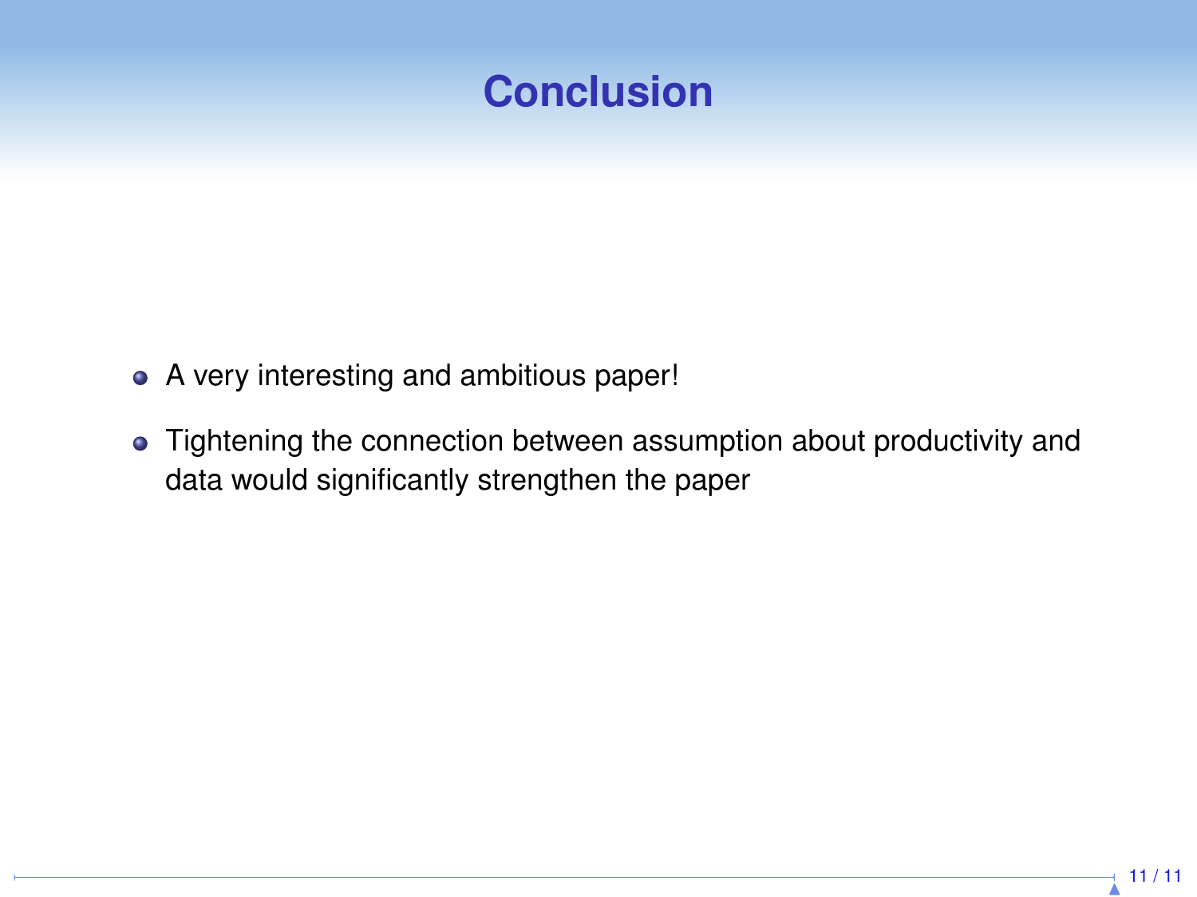# Conclusion

- A very interesting and ambitious paper!
- Tightening the connection between assumption about productivity and data would significantly strengthen the paper